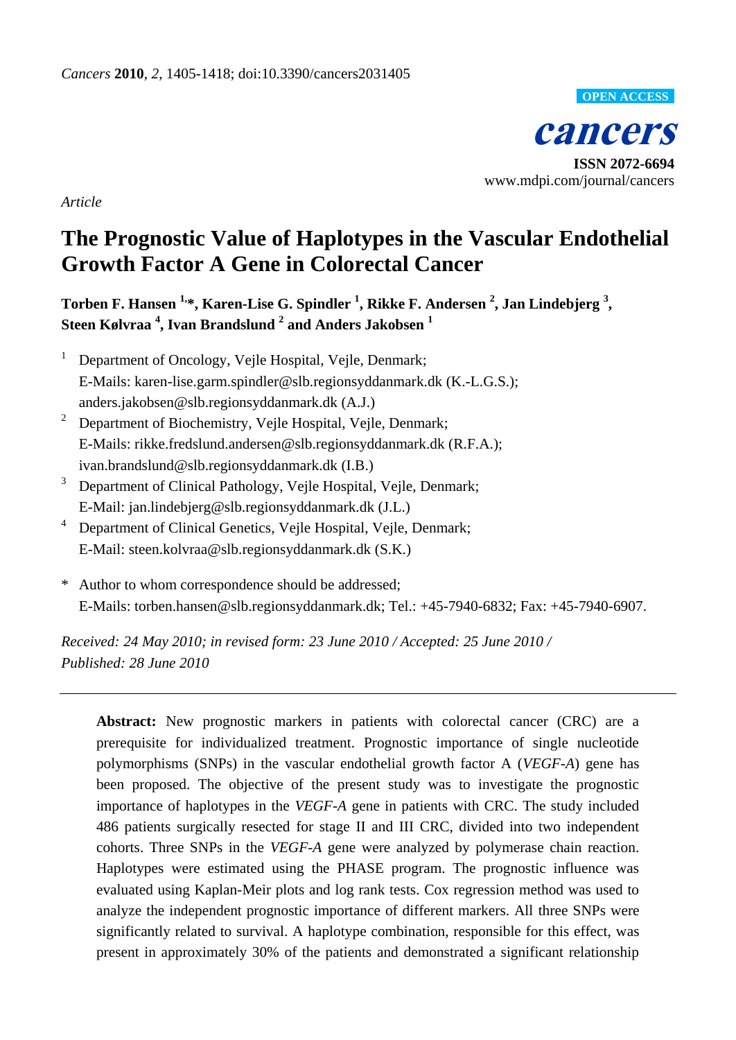*Article*

# The Prognostic Value of Haplotypes in the Vascular Endothelial Growth Factor A Gene in Colorectal Cancer

**Torben F. Hansen [1,*], Karen-Lise G. Spindler [1], Rikke F. Andersen [2], Jan Lindebjerg [3], Steen Kølvraa [4], Ivan Brandslund [2] and Anders Jakobsen [1]**

1. Department of Oncology, Vejle Hospital, Vejle, Denmark; E-Mails: karen-lise.garm.spindler@slb.regionsyddanmark.dk (K.-L.G.S.); anders.jakobsen@slb.regionsyddanmark.dk (A.J.)
2. Department of Biochemistry, Vejle Hospital, Vejle, Denmark; E-Mails: rikke.fredslund.andersen@slb.regionsyddanmark.dk (R.F.A.); ivan.brandslund@slb.regionsyddanmark.dk (I.B.)
3. Department of Clinical Pathology, Vejle Hospital, Vejle, Denmark; E-Mail: jan.lindebjerg@slb.regionsyddanmark.dk (J.L.)
4. Department of Clinical Genetics, Vejle Hospital, Vejle, Denmark; E-Mail: steen.kolvraa@slb.regionsyddanmark.dk (S.K.)

\* Author to whom correspondence should be addressed; E-Mails: torben.hansen@slb.regionsyddanmark.dk; Tel.: +45-7940-6832; Fax: +45-7940-6907.

*Received: 24 May 2010; in revised form: 23 June 2010 / Accepted: 25 June 2010 / Published: 28 June 2010*

---

**Abstract:** New prognostic markers in patients with colorectal cancer (CRC) are a prerequisite for individualized treatment. Prognostic importance of single nucleotide polymorphisms (SNPs) in the vascular endothelial growth factor A (*VEGF-A*) gene has been proposed. The objective of the present study was to investigate the prognostic importance of haplotypes in the *VEGF-A* gene in patients with CRC. The study included 486 patients surgically resected for stage II and III CRC, divided into two independent cohorts. Three SNPs in the *VEGF-A* gene were analyzed by polymerase chain reaction. Haplotypes were estimated using the PHASE program. The prognostic influence was evaluated using Kaplan-Meir plots and log rank tests. Cox regression method was used to analyze the independent prognostic importance of different markers. All three SNPs were significantly related to survival. A haplotype combination, responsible for this effect, was present in approximately 30% of the patients and demonstrated a significant relationship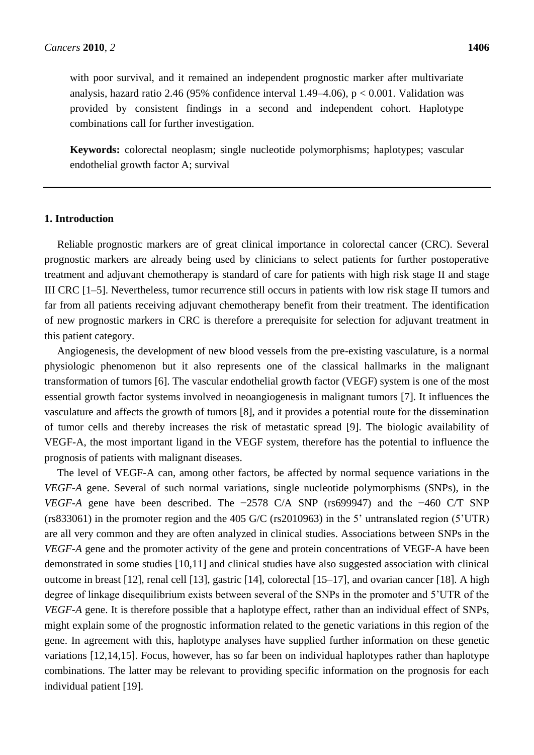with poor survival, and it remained an independent prognostic marker after multivariate analysis, hazard ratio 2.46 (95% confidence interval 1.49–4.06), $p < 0.001$. Validation was provided by consistent findings in a second and independent cohort. Haplotype combinations call for further investigation.

**Keywords:** colorectal neoplasm; single nucleotide polymorphisms; haplotypes; vascular endothelial growth factor A; survival

## 1. Introduction

Reliable prognostic markers are of great clinical importance in colorectal cancer (CRC). Several prognostic markers are already being used by clinicians to select patients for further postoperative treatment and adjuvant chemotherapy is standard of care for patients with high risk stage II and stage III CRC [1–5]. Nevertheless, tumor recurrence still occurs in patients with low risk stage II tumors and far from all patients receiving adjuvant chemotherapy benefit from their treatment. The identification of new prognostic markers in CRC is therefore a prerequisite for selection for adjuvant treatment in this patient category.

Angiogenesis, the development of new blood vessels from the pre-existing vasculature, is a normal physiologic phenomenon but it also represents one of the classical hallmarks in the malignant transformation of tumors [6]. The vascular endothelial growth factor (VEGF) system is one of the most essential growth factor systems involved in neoangiogenesis in malignant tumors [7]. It influences the vasculature and affects the growth of tumors [8], and it provides a potential route for the dissemination of tumor cells and thereby increases the risk of metastatic spread [9]. The biologic availability of VEGF-A, the most important ligand in the VEGF system, therefore has the potential to influence the prognosis of patients with malignant diseases.

The level of VEGF-A can, among other factors, be affected by normal sequence variations in the *VEGF-A* gene. Several of such normal variations, single nucleotide polymorphisms (SNPs), in the *VEGF-A* gene have been described. The −2578 C/A SNP (rs699947) and the −460 C/T SNP (rs833061) in the promoter region and the 405 G/C (rs2010963) in the 5' untranslated region (5'UTR) are all very common and they are often analyzed in clinical studies. Associations between SNPs in the *VEGF-A* gene and the promoter activity of the gene and protein concentrations of VEGF-A have been demonstrated in some studies [10,11] and clinical studies have also suggested association with clinical outcome in breast [12], renal cell [13], gastric [14], colorectal [15–17], and ovarian cancer [18]. A high degree of linkage disequilibrium exists between several of the SNPs in the promoter and 5'UTR of the *VEGF-A* gene. It is therefore possible that a haplotype effect, rather than an individual effect of SNPs, might explain some of the prognostic information related to the genetic variations in this region of the gene. In agreement with this, haplotype analyses have supplied further information on these genetic variations [12,14,15]. Focus, however, has so far been on individual haplotypes rather than haplotype combinations. The latter may be relevant to providing specific information on the prognosis for each individual patient [19].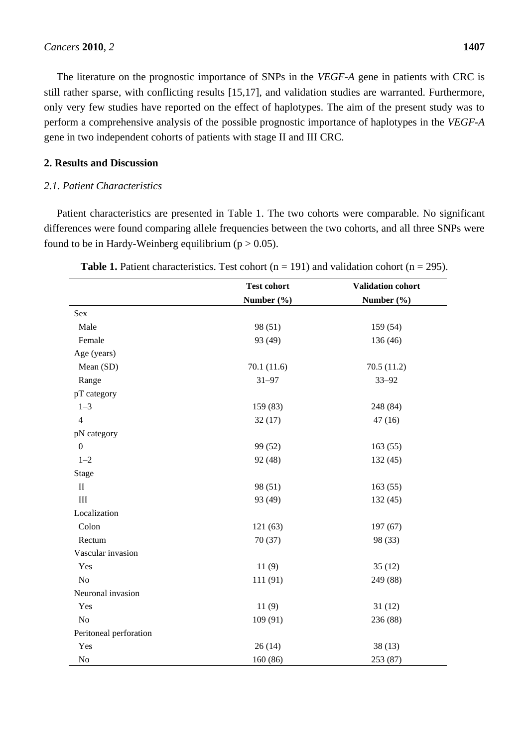The literature on the prognostic importance of SNPs in the *VEGF-A* gene in patients with CRC is still rather sparse, with conflicting results [15,17], and validation studies are warranted. Furthermore, only very few studies have reported on the effect of haplotypes. The aim of the present study was to perform a comprehensive analysis of the possible prognostic importance of haplotypes in the *VEGF-A* gene in two independent cohorts of patients with stage II and III CRC.

## 2. Results and Discussion

### *2.1. Patient Characteristics*

Patient characteristics are presented in Table 1. The two cohorts were comparable. No significant differences were found comparing allele frequencies between the two cohorts, and all three SNPs were found to be in Hardy-Weinberg equilibrium ($p > 0.05$).

**Table 1.** Patient characteristics. Test cohort (n = 191) and validation cohort (n = 295).

| | Test cohort Number (%) | Validation cohort Number (%) |
|---|---|---|
| Sex | | |
| Male | 98 (51) | 159 (54) |
| Female | 93 (49) | 136 (46) |
| Age (years) | | |
| Mean (SD) | 70.1 (11.6) | 70.5 (11.2) |
| Range | 31–97 | 33–92 |
| pT category | | |
| 1–3 | 159 (83) | 248 (84) |
| 4 | 32 (17) | 47 (16) |
| pN category | | |
| 0 | 99 (52) | 163 (55) |
| 1–2 | 92 (48) | 132 (45) |
| Stage | | |
| II | 98 (51) | 163 (55) |
| III | 93 (49) | 132 (45) |
| Localization | | |
| Colon | 121 (63) | 197 (67) |
| Rectum | 70 (37) | 98 (33) |
| Vascular invasion | | |
| Yes | 11 (9) | 35 (12) |
| No | 111 (91) | 249 (88) |
| Neuronal invasion | | |
| Yes | 11 (9) | 31 (12) |
| No | 109 (91) | 236 (88) |
| Peritoneal perforation | | |
| Yes | 26 (14) | 38 (13) |
| No | 160 (86) | 253 (87) |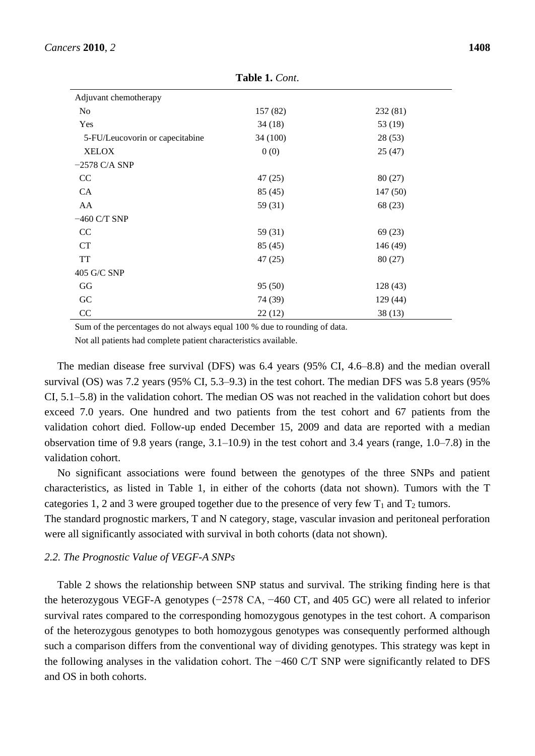**Table 1.** *Cont.*

| | | |
|---|---|---|
| Adjuvant chemotherapy | | |
| No | 157 (82) | 232 (81) |
| Yes | 34 (18) | 53 (19) |
| 5-FU/Leucovorin or capecitabine | 34 (100) | 28 (53) |
| XELOX | 0 (0) | 25 (47) |
| −2578 C/A SNP | | |
| CC | 47 (25) | 80 (27) |
| CA | 85 (45) | 147 (50) |
| AA | 59 (31) | 68 (23) |
| −460 C/T SNP | | |
| CC | 59 (31) | 69 (23) |
| CT | 85 (45) | 146 (49) |
| TT | 47 (25) | 80 (27) |
| 405 G/C SNP | | |
| GG | 95 (50) | 128 (43) |
| GC | 74 (39) | 129 (44) |
| CC | 22 (12) | 38 (13) |

Sum of the percentages do not always equal 100 % due to rounding of data.

Not all patients had complete patient characteristics available.

The median disease free survival (DFS) was 6.4 years (95% CI, 4.6–8.8) and the median overall survival (OS) was 7.2 years (95% CI, 5.3–9.3) in the test cohort. The median DFS was 5.8 years (95% CI, 5.1–5.8) in the validation cohort. The median OS was not reached in the validation cohort but does exceed 7.0 years. One hundred and two patients from the test cohort and 67 patients from the validation cohort died. Follow-up ended December 15, 2009 and data are reported with a median observation time of 9.8 years (range, 3.1–10.9) in the test cohort and 3.4 years (range, 1.0–7.8) in the validation cohort.

No significant associations were found between the genotypes of the three SNPs and patient characteristics, as listed in Table 1, in either of the cohorts (data not shown). Tumors with the T categories 1, 2 and 3 were grouped together due to the presence of very few $T_1$ and $T_2$ tumors.
The standard prognostic markers, T and N category, stage, vascular invasion and peritoneal perforation were all significantly associated with survival in both cohorts (data not shown).

### *2.2. The Prognostic Value of VEGF-A SNPs*

Table 2 shows the relationship between SNP status and survival. The striking finding here is that the heterozygous VEGF-A genotypes (−2578 CA, −460 CT, and 405 GC) were all related to inferior survival rates compared to the corresponding homozygous genotypes in the test cohort. A comparison of the heterozygous genotypes to both homozygous genotypes was consequently performed although such a comparison differs from the conventional way of dividing genotypes. This strategy was kept in the following analyses in the validation cohort. The −460 C/T SNP were significantly related to DFS and OS in both cohorts.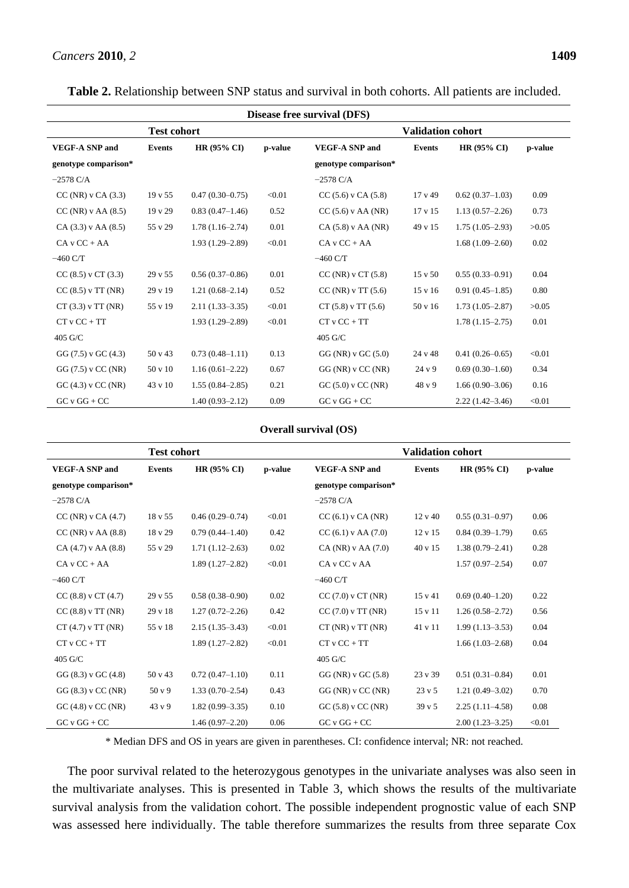**Table 2.** Relationship between SNP status and survival in both cohorts. All patients are included.

**Disease free survival (DFS)**

| Test cohort | | | | Validation cohort | | | |
|---|---|---|---|---|---|---|---|
| VEGF-A SNP and genotype comparison* | Events | HR (95% CI) | p-value | VEGF-A SNP and genotype comparison* | Events | HR (95% CI) | p-value |
| −2578 C/A | | | | −2578 C/A | | | |
| CC (NR) v CA (3.3) | 19 v 55 | 0.47 (0.30–0.75) | <0.01 | CC (5.6) v CA (5.8) | 17 v 49 | 0.62 (0.37–1.03) | 0.09 |
| CC (NR) v AA (8.5) | 19 v 29 | 0.83 (0.47–1.46) | 0.52 | CC (5.6) v AA (NR) | 17 v 15 | 1.13 (0.57–2.26) | 0.73 |
| CA (3.3) v AA (8.5) | 55 v 29 | 1.78 (1.16–2.74) | 0.01 | CA (5.8) v AA (NR) | 49 v 15 | 1.75 (1.05–2.93) | >0.05 |
| CA v CC + AA | | 1.93 (1.29–2.89) | <0.01 | CA v CC + AA | | 1.68 (1.09–2.60) | 0.02 |
| −460 C/T | | | | −460 C/T | | | |
| CC (8.5) v CT (3.3) | 29 v 55 | 0.56 (0.37–0.86) | 0.01 | CC (NR) v CT (5.8) | 15 v 50 | 0.55 (0.33–0.91) | 0.04 |
| CC (8.5) v TT (NR) | 29 v 19 | 1.21 (0.68–2.14) | 0.52 | CC (NR) v TT (5.6) | 15 v 16 | 0.91 (0.45–1.85) | 0.80 |
| CT (3.3) v TT (NR) | 55 v 19 | 2.11 (1.33–3.35) | <0.01 | CT (5.8) v TT (5.6) | 50 v 16 | 1.73 (1.05–2.87) | >0.05 |
| CT v CC + TT | | 1.93 (1.29–2.89) | <0.01 | CT v CC + TT | | 1.78 (1.15–2.75) | 0.01 |
| 405 G/C | | | | 405 G/C | | | |
| GG (7.5) v GC (4.3) | 50 v 43 | 0.73 (0.48–1.11) | 0.13 | GG (NR) v GC (5.0) | 24 v 48 | 0.41 (0.26–0.65) | <0.01 |
| GG (7.5) v CC (NR) | 50 v 10 | 1.16 (0.61–2.22) | 0.67 | GG (NR) v CC (NR) | 24 v 9 | 0.69 (0.30–1.60) | 0.34 |
| GC (4.3) v CC (NR) | 43 v 10 | 1.55 (0.84–2.85) | 0.21 | GC (5.0) v CC (NR) | 48 v 9 | 1.66 (0.90–3.06) | 0.16 |
| GC v GG + CC | | 1.40 (0.93–2.12) | 0.09 | GC v GG + CC | | 2.22 (1.42–3.46) | <0.01 |

**Overall survival (OS)**

| Test cohort | | | | Validation cohort | | | |
|---|---|---|---|---|---|---|---|
| VEGF-A SNP and genotype comparison* | Events | HR (95% CI) | p-value | VEGF-A SNP and genotype comparison* | Events | HR (95% CI) | p-value |
| −2578 C/A | | | | −2578 C/A | | | |
| CC (NR) v CA (4.7) | 18 v 55 | 0.46 (0.29–0.74) | <0.01 | CC (6.1) v CA (NR) | 12 v 40 | 0.55 (0.31–0.97) | 0.06 |
| CC (NR) v AA (8.8) | 18 v 29 | 0.79 (0.44–1.40) | 0.42 | CC (6.1) v AA (7.0) | 12 v 15 | 0.84 (0.39–1.79) | 0.65 |
| CA (4.7) v AA (8.8) | 55 v 29 | 1.71 (1.12–2.63) | 0.02 | CA (NR) v AA (7.0) | 40 v 15 | 1.38 (0.79–2.41) | 0.28 |
| CA v CC + AA | | 1.89 (1.27–2.82) | <0.01 | CA v CC v AA | | 1.57 (0.97–2.54) | 0.07 |
| −460 C/T | | | | −460 C/T | | | |
| CC (8.8) v CT (4.7) | 29 v 55 | 0.58 (0.38–0.90) | 0.02 | CC (7.0) v CT (NR) | 15 v 41 | 0.69 (0.40–1.20) | 0.22 |
| CC (8.8) v TT (NR) | 29 v 18 | 1.27 (0.72–2.26) | 0.42 | CC (7.0) v TT (NR) | 15 v 11 | 1.26 (0.58–2.72) | 0.56 |
| CT (4.7) v TT (NR) | 55 v 18 | 2.15 (1.35–3.43) | <0.01 | CT (NR) v TT (NR) | 41 v 11 | 1.99 (1.13–3.53) | 0.04 |
| CT v CC + TT | | 1.89 (1.27–2.82) | <0.01 | CT v CC + TT | | 1.66 (1.03–2.68) | 0.04 |
| 405 G/C | | | | 405 G/C | | | |
| GG (8.3) v GC (4.8) | 50 v 43 | 0.72 (0.47–1.10) | 0.11 | GG (NR) v GC (5.8) | 23 v 39 | 0.51 (0.31–0.84) | 0.01 |
| GG (8.3) v CC (NR) | 50 v 9 | 1.33 (0.70–2.54) | 0.43 | GG (NR) v CC (NR) | 23 v 5 | 1.21 (0.49–3.02) | 0.70 |
| GC (4.8) v CC (NR) | 43 v 9 | 1.82 (0.99–3.35) | 0.10 | GC (5.8) v CC (NR) | 39 v 5 | 2.25 (1.11–4.58) | 0.08 |
| GC v GG + CC | | 1.46 (0.97–2.20) | 0.06 | GC v GG + CC | | 2.00 (1.23–3.25) | <0.01 |

\* Median DFS and OS in years are given in parentheses. CI: confidence interval; NR: not reached.

The poor survival related to the heterozygous genotypes in the univariate analyses was also seen in the multivariate analyses. This is presented in Table 3, which shows the results of the multivariate survival analysis from the validation cohort. The possible independent prognostic value of each SNP was assessed here individually. The table therefore summarizes the results from three separate Cox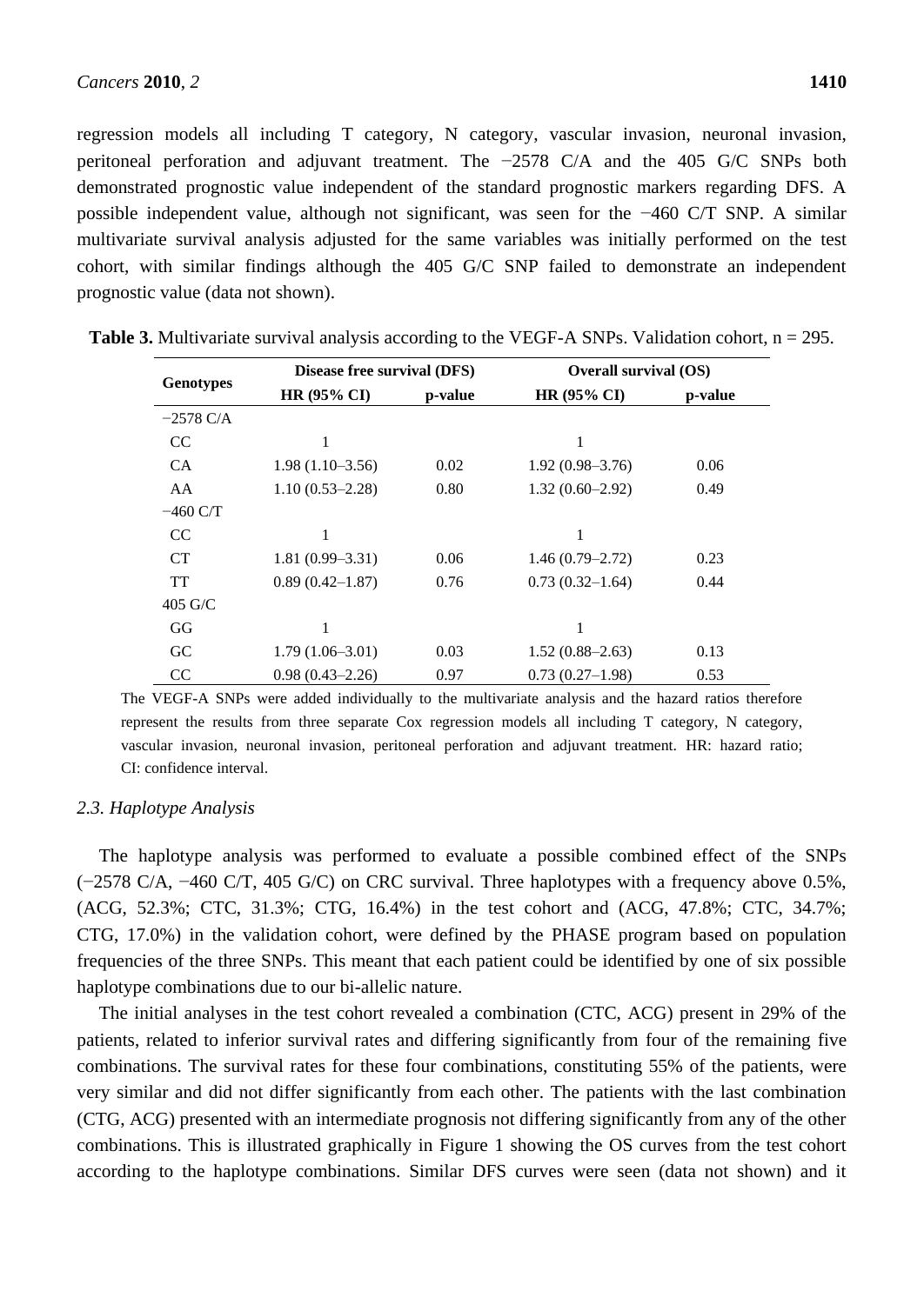regression models all including T category, N category, vascular invasion, neuronal invasion, peritoneal perforation and adjuvant treatment. The −2578 C/A and the 405 G/C SNPs both demonstrated prognostic value independent of the standard prognostic markers regarding DFS. A possible independent value, although not significant, was seen for the −460 C/T SNP. A similar multivariate survival analysis adjusted for the same variables was initially performed on the test cohort, with similar findings although the 405 G/C SNP failed to demonstrate an independent prognostic value (data not shown).

**Table 3.** Multivariate survival analysis according to the VEGF-A SNPs. Validation cohort, n = 295.

| Genotypes | Disease free survival (DFS) | | Overall survival (OS) | |
|---|---|---|---|---|
| | HR (95% CI) | p-value | HR (95% CI) | p-value |
| −2578 C/A | | | | |
| CC | 1 | | 1 | |
| CA | 1.98 (1.10–3.56) | 0.02 | 1.92 (0.98–3.76) | 0.06 |
| AA | 1.10 (0.53–2.28) | 0.80 | 1.32 (0.60–2.92) | 0.49 |
| −460 C/T | | | | |
| CC | 1 | | 1 | |
| CT | 1.81 (0.99–3.31) | 0.06 | 1.46 (0.79–2.72) | 0.23 |
| TT | 0.89 (0.42–1.87) | 0.76 | 0.73 (0.32–1.64) | 0.44 |
| 405 G/C | | | | |
| GG | 1 | | 1 | |
| GC | 1.79 (1.06–3.01) | 0.03 | 1.52 (0.88–2.63) | 0.13 |
| CC | 0.98 (0.43–2.26) | 0.97 | 0.73 (0.27–1.98) | 0.53 |

The VEGF-A SNPs were added individually to the multivariate analysis and the hazard ratios therefore represent the results from three separate Cox regression models all including T category, N category, vascular invasion, neuronal invasion, peritoneal perforation and adjuvant treatment. HR: hazard ratio; CI: confidence interval.

### *2.3. Haplotype Analysis*

The haplotype analysis was performed to evaluate a possible combined effect of the SNPs (−2578 C/A, −460 C/T, 405 G/C) on CRC survival. Three haplotypes with a frequency above 0.5%, (ACG, 52.3%; CTC, 31.3%; CTG, 16.4%) in the test cohort and (ACG, 47.8%; CTC, 34.7%; CTG, 17.0%) in the validation cohort, were defined by the PHASE program based on population frequencies of the three SNPs. This meant that each patient could be identified by one of six possible haplotype combinations due to our bi-allelic nature.

The initial analyses in the test cohort revealed a combination (CTC, ACG) present in 29% of the patients, related to inferior survival rates and differing significantly from four of the remaining five combinations. The survival rates for these four combinations, constituting 55% of the patients, were very similar and did not differ significantly from each other. The patients with the last combination (CTG, ACG) presented with an intermediate prognosis not differing significantly from any of the other combinations. This is illustrated graphically in Figure 1 showing the OS curves from the test cohort according to the haplotype combinations. Similar DFS curves were seen (data not shown) and it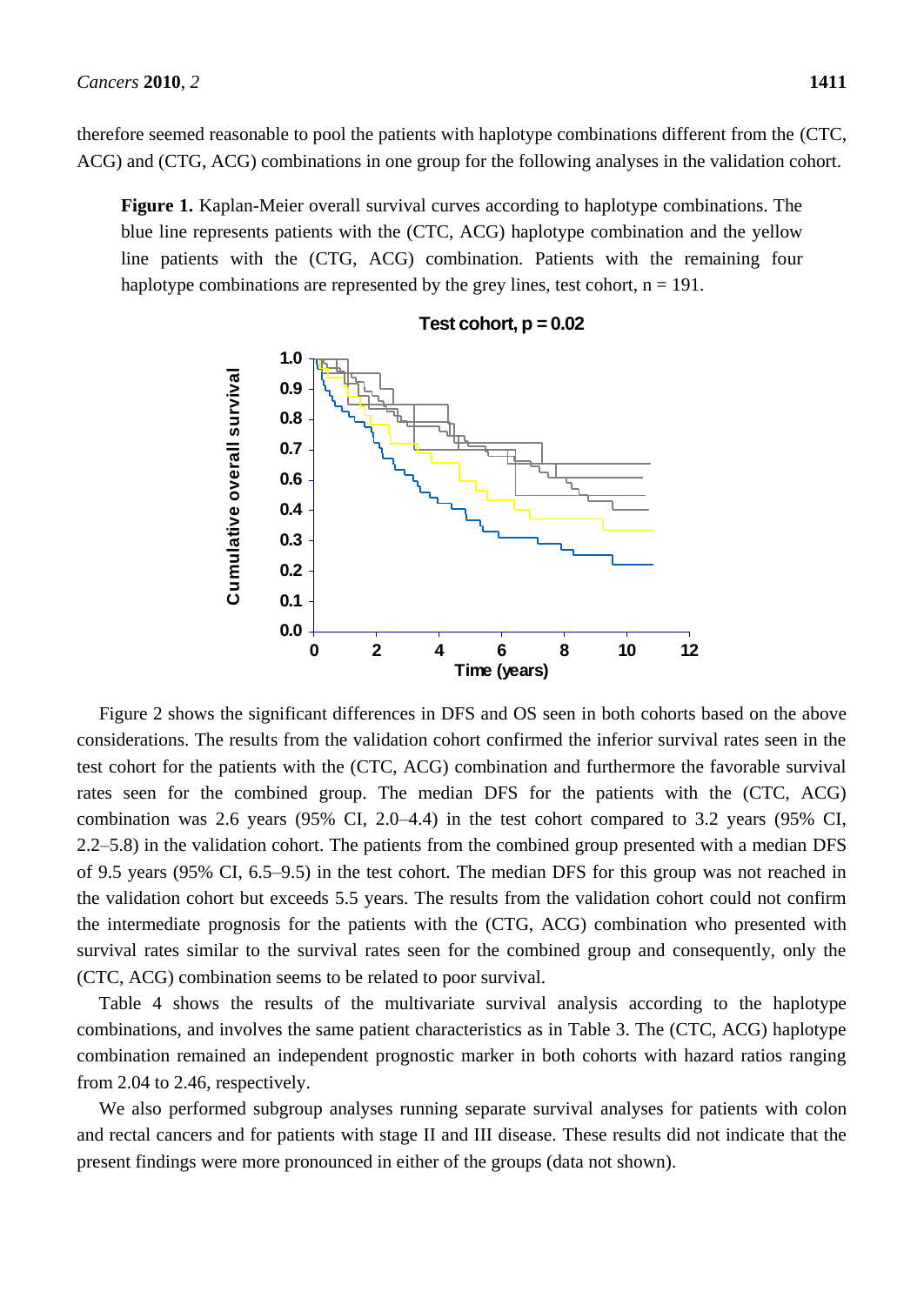therefore seemed reasonable to pool the patients with haplotype combinations different from the (CTC, ACG) and (CTG, ACG) combinations in one group for the following analyses in the validation cohort.

**Figure 1.** Kaplan-Meier overall survival curves according to haplotype combinations. The blue line represents patients with the (CTC, ACG) haplotype combination and the yellow line patients with the (CTG, ACG) combination. Patients with the remaining four haplotype combinations are represented by the grey lines, test cohort, n = 191.

Figure 2 shows the significant differences in DFS and OS seen in both cohorts based on the above considerations. The results from the validation cohort confirmed the inferior survival rates seen in the test cohort for the patients with the (CTC, ACG) combination and furthermore the favorable survival rates seen for the combined group. The median DFS for the patients with the (CTC, ACG) combination was 2.6 years (95% CI, 2.0–4.4) in the test cohort compared to 3.2 years (95% CI, 2.2–5.8) in the validation cohort. The patients from the combined group presented with a median DFS of 9.5 years (95% CI, 6.5–9.5) in the test cohort. The median DFS for this group was not reached in the validation cohort but exceeds 5.5 years. The results from the validation cohort could not confirm the intermediate prognosis for the patients with the (CTG, ACG) combination who presented with survival rates similar to the survival rates seen for the combined group and consequently, only the (CTC, ACG) combination seems to be related to poor survival.

Table 4 shows the results of the multivariate survival analysis according to the haplotype combinations, and involves the same patient characteristics as in Table 3. The (CTC, ACG) haplotype combination remained an independent prognostic marker in both cohorts with hazard ratios ranging from 2.04 to 2.46, respectively.

We also performed subgroup analyses running separate survival analyses for patients with colon and rectal cancers and for patients with stage II and III disease. These results did not indicate that the present findings were more pronounced in either of the groups (data not shown).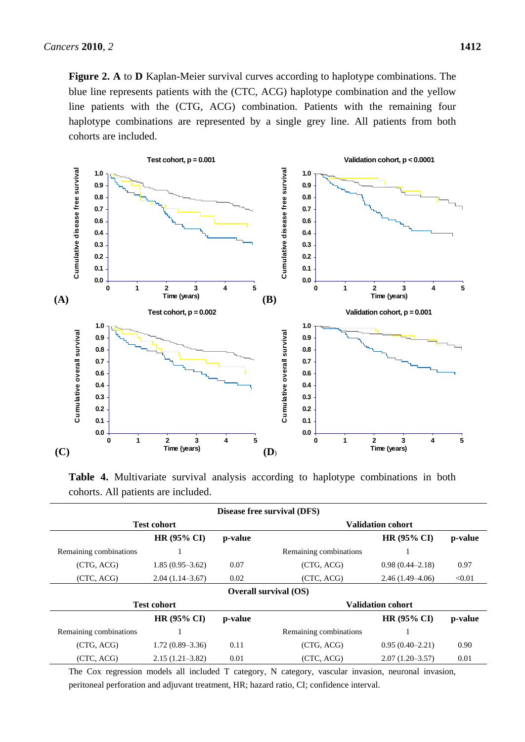**Figure 2. A** to **D** Kaplan-Meier survival curves according to haplotype combinations. The blue line represents patients with the (CTC, ACG) haplotype combination and the yellow line patients with the (CTG, ACG) combination. Patients with the remaining four haplotype combinations are represented by a single grey line. All patients from both cohorts are included.

**Table 4.** Multivariate survival analysis according to haplotype combinations in both cohorts. All patients are included.

| Disease free survival (DFS) | | | | | |
|---|---|---|---|---|---|
| **Test cohort** | | | **Validation cohort** | | |
| | **HR (95% CI)** | **p-value** | | **HR (95% CI)** | **p-value** |
| Remaining combinations | 1 | | Remaining combinations | 1 | |
| (CTG, ACG) | 1.85 (0.95–3.62) | 0.07 | (CTG, ACG) | 0.98 (0.44–2.18) | 0.97 |
| (CTC, ACG) | 2.04 (1.14–3.67) | 0.02 | (CTC, ACG) | 2.46 (1.49–4.06) | <0.01 |
| **Overall survival (OS)** | | | | | |
| **Test cohort** | | | **Validation cohort** | | |
| | **HR (95% CI)** | **p-value** | | **HR (95% CI)** | **p-value** |
| Remaining combinations | 1 | | Remaining combinations | 1 | |
| (CTG, ACG) | 1.72 (0.89–3.36) | 0.11 | (CTG, ACG) | 0.95 (0.40–2.21) | 0.90 |
| (CTC, ACG) | 2.15 (1.21–3.82) | 0.01 | (CTC, ACG) | 2.07 (1.20–3.57) | 0.01 |

The Cox regression models all included T category, N category, vascular invasion, neuronal invasion, peritoneal perforation and adjuvant treatment, HR; hazard ratio, CI; confidence interval.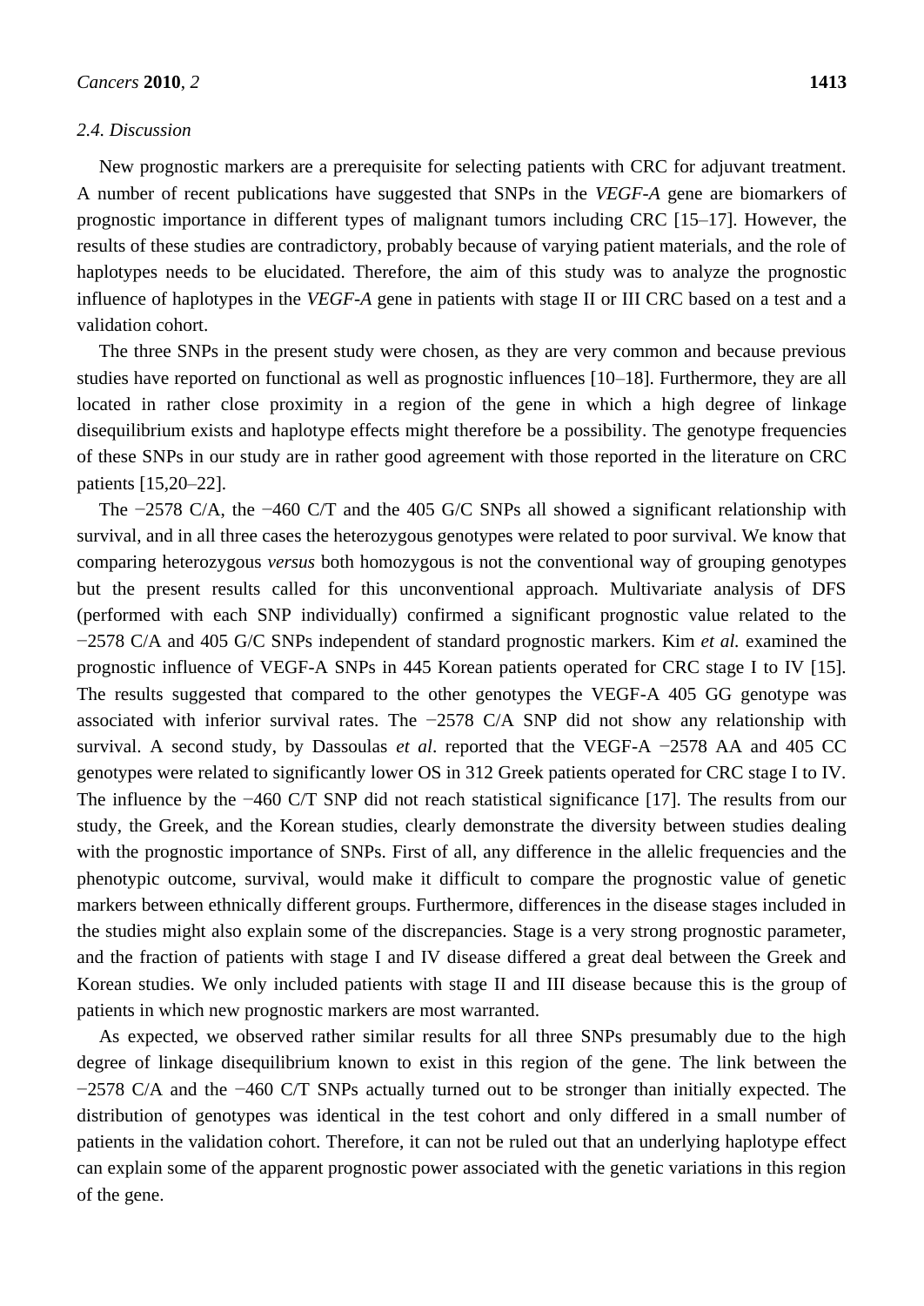### *2.4. Discussion*

New prognostic markers are a prerequisite for selecting patients with CRC for adjuvant treatment. A number of recent publications have suggested that SNPs in the *VEGF-A* gene are biomarkers of prognostic importance in different types of malignant tumors including CRC [15–17]. However, the results of these studies are contradictory, probably because of varying patient materials, and the role of haplotypes needs to be elucidated. Therefore, the aim of this study was to analyze the prognostic influence of haplotypes in the *VEGF-A* gene in patients with stage II or III CRC based on a test and a validation cohort.

The three SNPs in the present study were chosen, as they are very common and because previous studies have reported on functional as well as prognostic influences [10–18]. Furthermore, they are all located in rather close proximity in a region of the gene in which a high degree of linkage disequilibrium exists and haplotype effects might therefore be a possibility. The genotype frequencies of these SNPs in our study are in rather good agreement with those reported in the literature on CRC patients [15,20–22].

The −2578 C/A, the −460 C/T and the 405 G/C SNPs all showed a significant relationship with survival, and in all three cases the heterozygous genotypes were related to poor survival. We know that comparing heterozygous *versus* both homozygous is not the conventional way of grouping genotypes but the present results called for this unconventional approach. Multivariate analysis of DFS (performed with each SNP individually) confirmed a significant prognostic value related to the −2578 C/A and 405 G/C SNPs independent of standard prognostic markers. Kim *et al.* examined the prognostic influence of VEGF-A SNPs in 445 Korean patients operated for CRC stage I to IV [15]. The results suggested that compared to the other genotypes the VEGF-A 405 GG genotype was associated with inferior survival rates. The −2578 C/A SNP did not show any relationship with survival. A second study, by Dassoulas *et al*. reported that the VEGF-A −2578 AA and 405 CC genotypes were related to significantly lower OS in 312 Greek patients operated for CRC stage I to IV. The influence by the −460 C/T SNP did not reach statistical significance [17]. The results from our study, the Greek, and the Korean studies, clearly demonstrate the diversity between studies dealing with the prognostic importance of SNPs. First of all, any difference in the allelic frequencies and the phenotypic outcome, survival, would make it difficult to compare the prognostic value of genetic markers between ethnically different groups. Furthermore, differences in the disease stages included in the studies might also explain some of the discrepancies. Stage is a very strong prognostic parameter, and the fraction of patients with stage I and IV disease differed a great deal between the Greek and Korean studies. We only included patients with stage II and III disease because this is the group of patients in which new prognostic markers are most warranted.

As expected, we observed rather similar results for all three SNPs presumably due to the high degree of linkage disequilibrium known to exist in this region of the gene. The link between the −2578 C/A and the −460 C/T SNPs actually turned out to be stronger than initially expected. The distribution of genotypes was identical in the test cohort and only differed in a small number of patients in the validation cohort. Therefore, it can not be ruled out that an underlying haplotype effect can explain some of the apparent prognostic power associated with the genetic variations in this region of the gene.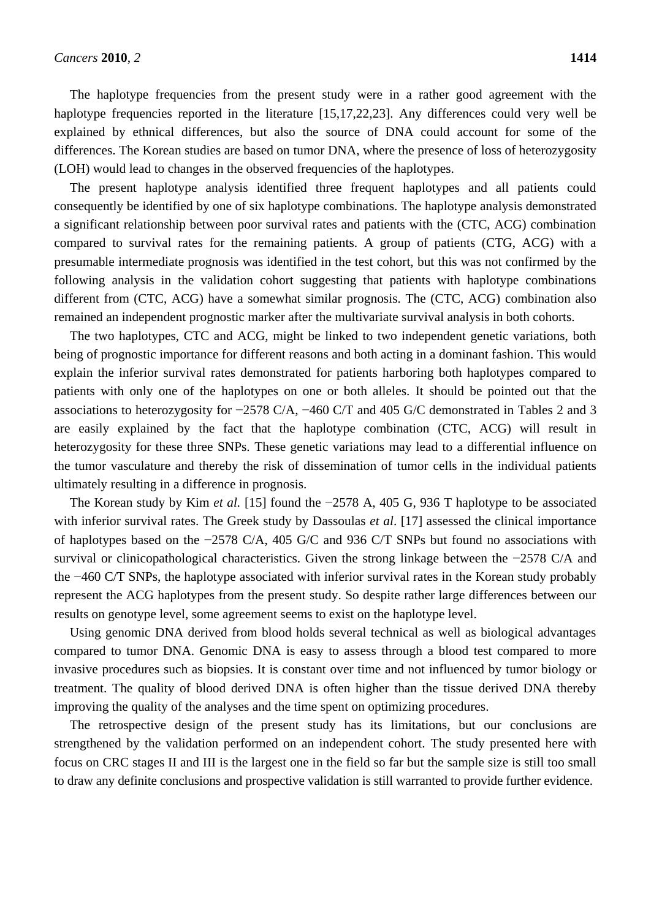The haplotype frequencies from the present study were in a rather good agreement with the haplotype frequencies reported in the literature [15,17,22,23]. Any differences could very well be explained by ethnical differences, but also the source of DNA could account for some of the differences. The Korean studies are based on tumor DNA, where the presence of loss of heterozygosity (LOH) would lead to changes in the observed frequencies of the haplotypes.

The present haplotype analysis identified three frequent haplotypes and all patients could consequently be identified by one of six haplotype combinations. The haplotype analysis demonstrated a significant relationship between poor survival rates and patients with the (CTC, ACG) combination compared to survival rates for the remaining patients. A group of patients (CTG, ACG) with a presumable intermediate prognosis was identified in the test cohort, but this was not confirmed by the following analysis in the validation cohort suggesting that patients with haplotype combinations different from (CTC, ACG) have a somewhat similar prognosis. The (CTC, ACG) combination also remained an independent prognostic marker after the multivariate survival analysis in both cohorts.

The two haplotypes, CTC and ACG, might be linked to two independent genetic variations, both being of prognostic importance for different reasons and both acting in a dominant fashion. This would explain the inferior survival rates demonstrated for patients harboring both haplotypes compared to patients with only one of the haplotypes on one or both alleles. It should be pointed out that the associations to heterozygosity for −2578 C/A, −460 C/T and 405 G/C demonstrated in Tables 2 and 3 are easily explained by the fact that the haplotype combination (CTC, ACG) will result in heterozygosity for these three SNPs. These genetic variations may lead to a differential influence on the tumor vasculature and thereby the risk of dissemination of tumor cells in the individual patients ultimately resulting in a difference in prognosis.

The Korean study by Kim *et al.* [15] found the −2578 A, 405 G, 936 T haplotype to be associated with inferior survival rates. The Greek study by Dassoulas *et al*. [17] assessed the clinical importance of haplotypes based on the −2578 C/A, 405 G/C and 936 C/T SNPs but found no associations with survival or clinicopathological characteristics. Given the strong linkage between the −2578 C/A and the −460 C/T SNPs, the haplotype associated with inferior survival rates in the Korean study probably represent the ACG haplotypes from the present study. So despite rather large differences between our results on genotype level, some agreement seems to exist on the haplotype level.

Using genomic DNA derived from blood holds several technical as well as biological advantages compared to tumor DNA. Genomic DNA is easy to assess through a blood test compared to more invasive procedures such as biopsies. It is constant over time and not influenced by tumor biology or treatment. The quality of blood derived DNA is often higher than the tissue derived DNA thereby improving the quality of the analyses and the time spent on optimizing procedures.

The retrospective design of the present study has its limitations, but our conclusions are strengthened by the validation performed on an independent cohort. The study presented here with focus on CRC stages II and III is the largest one in the field so far but the sample size is still too small to draw any definite conclusions and prospective validation is still warranted to provide further evidence.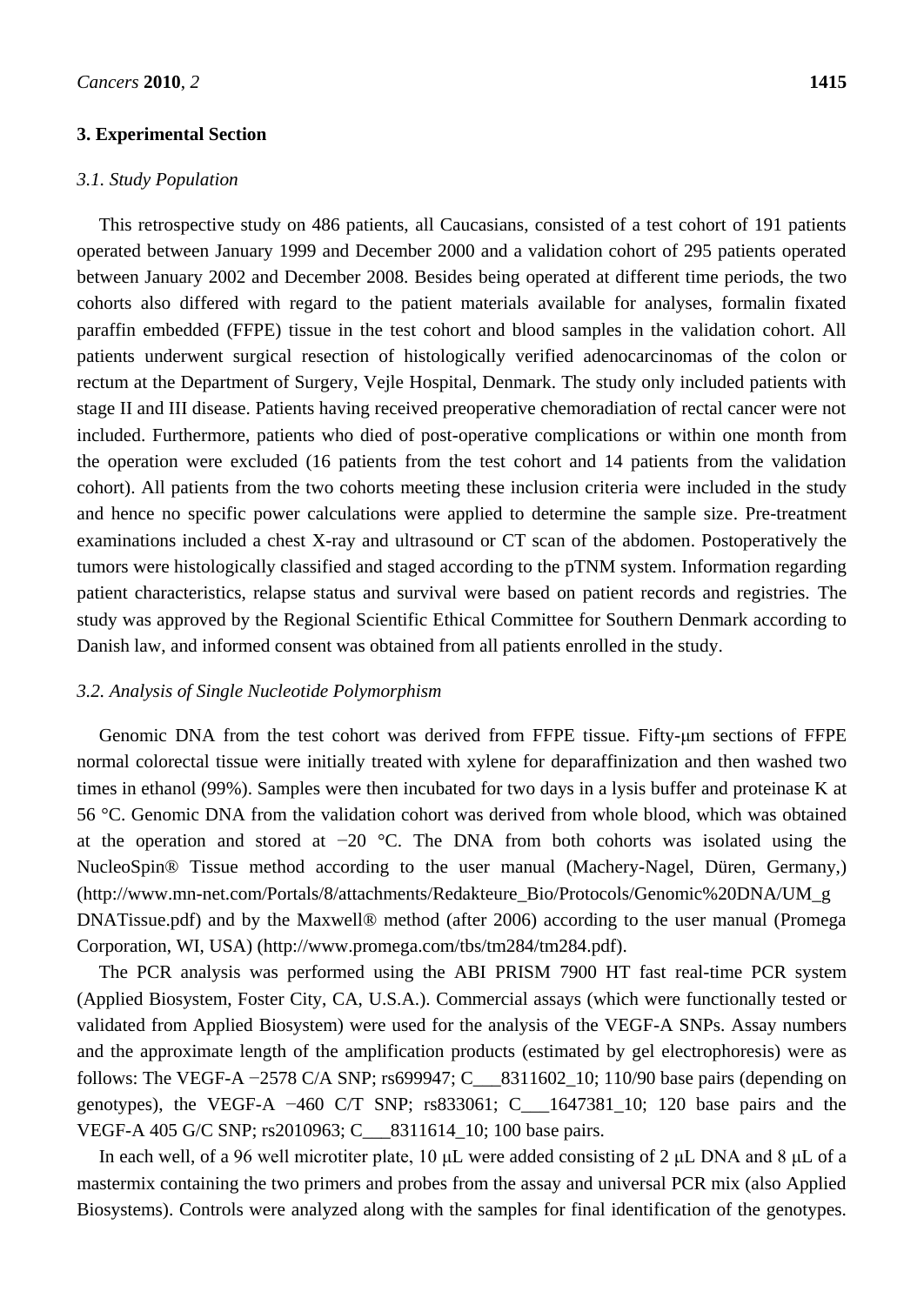## 3. Experimental Section

### *3.1. Study Population*

This retrospective study on 486 patients, all Caucasians, consisted of a test cohort of 191 patients operated between January 1999 and December 2000 and a validation cohort of 295 patients operated between January 2002 and December 2008. Besides being operated at different time periods, the two cohorts also differed with regard to the patient materials available for analyses, formalin fixated paraffin embedded (FFPE) tissue in the test cohort and blood samples in the validation cohort. All patients underwent surgical resection of histologically verified adenocarcinomas of the colon or rectum at the Department of Surgery, Vejle Hospital, Denmark. The study only included patients with stage II and III disease. Patients having received preoperative chemoradiation of rectal cancer were not included. Furthermore, patients who died of post-operative complications or within one month from the operation were excluded (16 patients from the test cohort and 14 patients from the validation cohort). All patients from the two cohorts meeting these inclusion criteria were included in the study and hence no specific power calculations were applied to determine the sample size. Pre-treatment examinations included a chest X-ray and ultrasound or CT scan of the abdomen. Postoperatively the tumors were histologically classified and staged according to the pTNM system. Information regarding patient characteristics, relapse status and survival were based on patient records and registries. The study was approved by the Regional Scientific Ethical Committee for Southern Denmark according to Danish law, and informed consent was obtained from all patients enrolled in the study.

### *3.2. Analysis of Single Nucleotide Polymorphism*

Genomic DNA from the test cohort was derived from FFPE tissue. Fifty-μm sections of FFPE normal colorectal tissue were initially treated with xylene for deparaffinization and then washed two times in ethanol (99%). Samples were then incubated for two days in a lysis buffer and proteinase K at 56 °C. Genomic DNA from the validation cohort was derived from whole blood, which was obtained at the operation and stored at −20 °C. The DNA from both cohorts was isolated using the NucleoSpin® Tissue method according to the user manual (Machery-Nagel, Düren, Germany,) (http://www.mn-net.com/Portals/8/attachments/Redakteure_Bio/Protocols/Genomic%20DNA/UM_gDNATissue.pdf) and by the Maxwell® method (after 2006) according to the user manual (Promega Corporation, WI, USA) (http://www.promega.com/tbs/tm284/tm284.pdf).

The PCR analysis was performed using the ABI PRISM 7900 HT fast real-time PCR system (Applied Biosystem, Foster City, CA, U.S.A.). Commercial assays (which were functionally tested or validated from Applied Biosystem) were used for the analysis of the VEGF-A SNPs. Assay numbers and the approximate length of the amplification products (estimated by gel electrophoresis) were as follows: The VEGF-A −2578 C/A SNP; rs699947; C___8311602_10; 110/90 base pairs (depending on genotypes), the VEGF-A −460 C/T SNP; rs833061; C___1647381_10; 120 base pairs and the VEGF-A 405 G/C SNP; rs2010963; C___8311614_10; 100 base pairs.

In each well, of a 96 well microtiter plate, 10 μL were added consisting of 2 μL DNA and 8 μL of a mastermix containing the two primers and probes from the assay and universal PCR mix (also Applied Biosystems). Controls were analyzed along with the samples for final identification of the genotypes.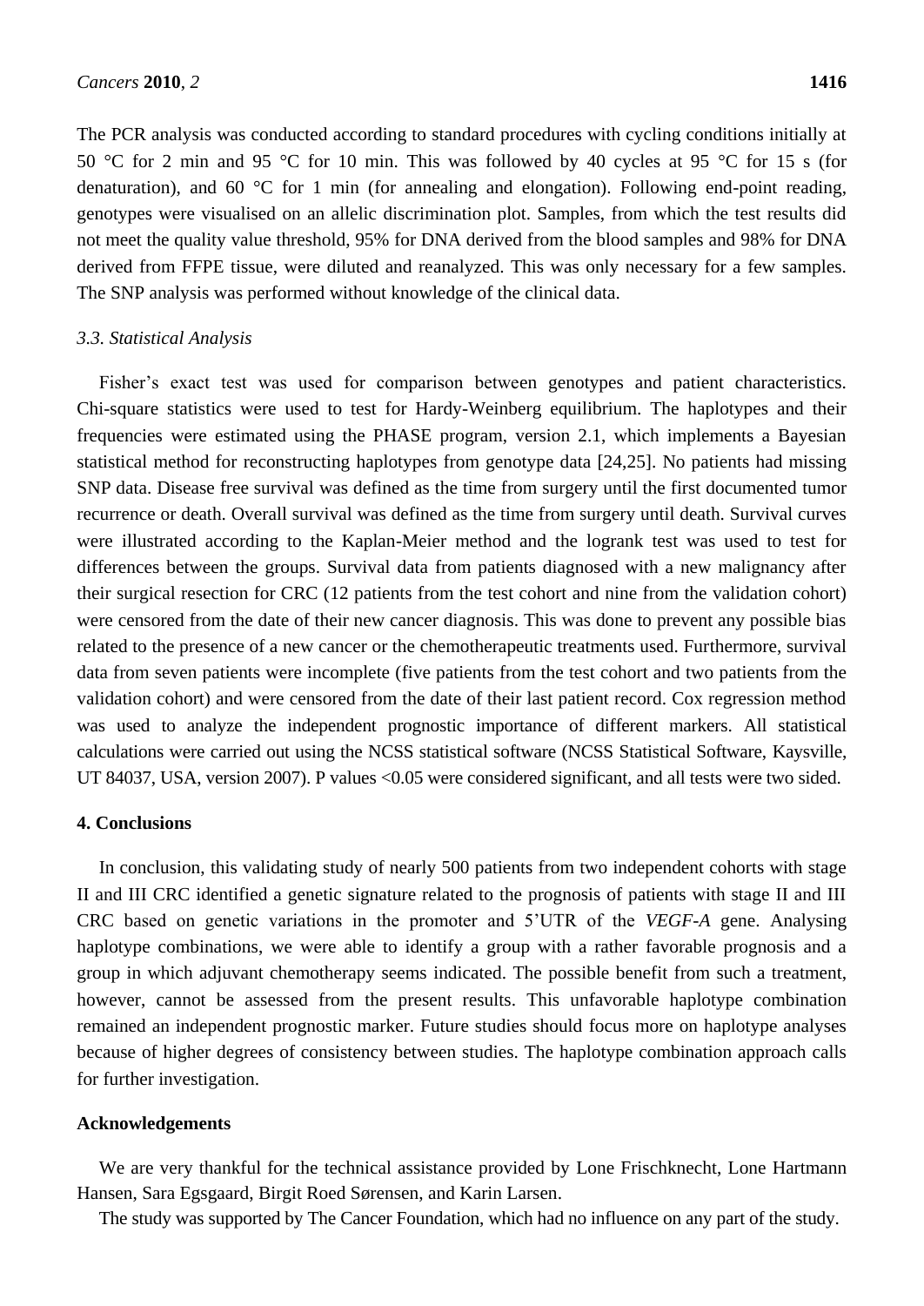The PCR analysis was conducted according to standard procedures with cycling conditions initially at 50 °C for 2 min and 95 °C for 10 min. This was followed by 40 cycles at 95 °C for 15 s (for denaturation), and 60 °C for 1 min (for annealing and elongation). Following end-point reading, genotypes were visualised on an allelic discrimination plot. Samples, from which the test results did not meet the quality value threshold, 95% for DNA derived from the blood samples and 98% for DNA derived from FFPE tissue, were diluted and reanalyzed. This was only necessary for a few samples. The SNP analysis was performed without knowledge of the clinical data.

### *3.3. Statistical Analysis*

Fisher's exact test was used for comparison between genotypes and patient characteristics. Chi-square statistics were used to test for Hardy-Weinberg equilibrium. The haplotypes and their frequencies were estimated using the PHASE program, version 2.1, which implements a Bayesian statistical method for reconstructing haplotypes from genotype data [24,25]. No patients had missing SNP data. Disease free survival was defined as the time from surgery until the first documented tumor recurrence or death. Overall survival was defined as the time from surgery until death. Survival curves were illustrated according to the Kaplan-Meier method and the logrank test was used to test for differences between the groups. Survival data from patients diagnosed with a new malignancy after their surgical resection for CRC (12 patients from the test cohort and nine from the validation cohort) were censored from the date of their new cancer diagnosis. This was done to prevent any possible bias related to the presence of a new cancer or the chemotherapeutic treatments used. Furthermore, survival data from seven patients were incomplete (five patients from the test cohort and two patients from the validation cohort) and were censored from the date of their last patient record. Cox regression method was used to analyze the independent prognostic importance of different markers. All statistical calculations were carried out using the NCSS statistical software (NCSS Statistical Software, Kaysville, UT 84037, USA, version 2007). P values <0.05 were considered significant, and all tests were two sided.

## **4. Conclusions**

In conclusion, this validating study of nearly 500 patients from two independent cohorts with stage II and III CRC identified a genetic signature related to the prognosis of patients with stage II and III CRC based on genetic variations in the promoter and 5'UTR of the *VEGF-A* gene. Analysing haplotype combinations, we were able to identify a group with a rather favorable prognosis and a group in which adjuvant chemotherapy seems indicated. The possible benefit from such a treatment, however, cannot be assessed from the present results. This unfavorable haplotype combination remained an independent prognostic marker. Future studies should focus more on haplotype analyses because of higher degrees of consistency between studies. The haplotype combination approach calls for further investigation.

## **Acknowledgements**

We are very thankful for the technical assistance provided by Lone Frischknecht, Lone Hartmann Hansen, Sara Egsgaard, Birgit Roed Sørensen, and Karin Larsen.

The study was supported by The Cancer Foundation, which had no influence on any part of the study.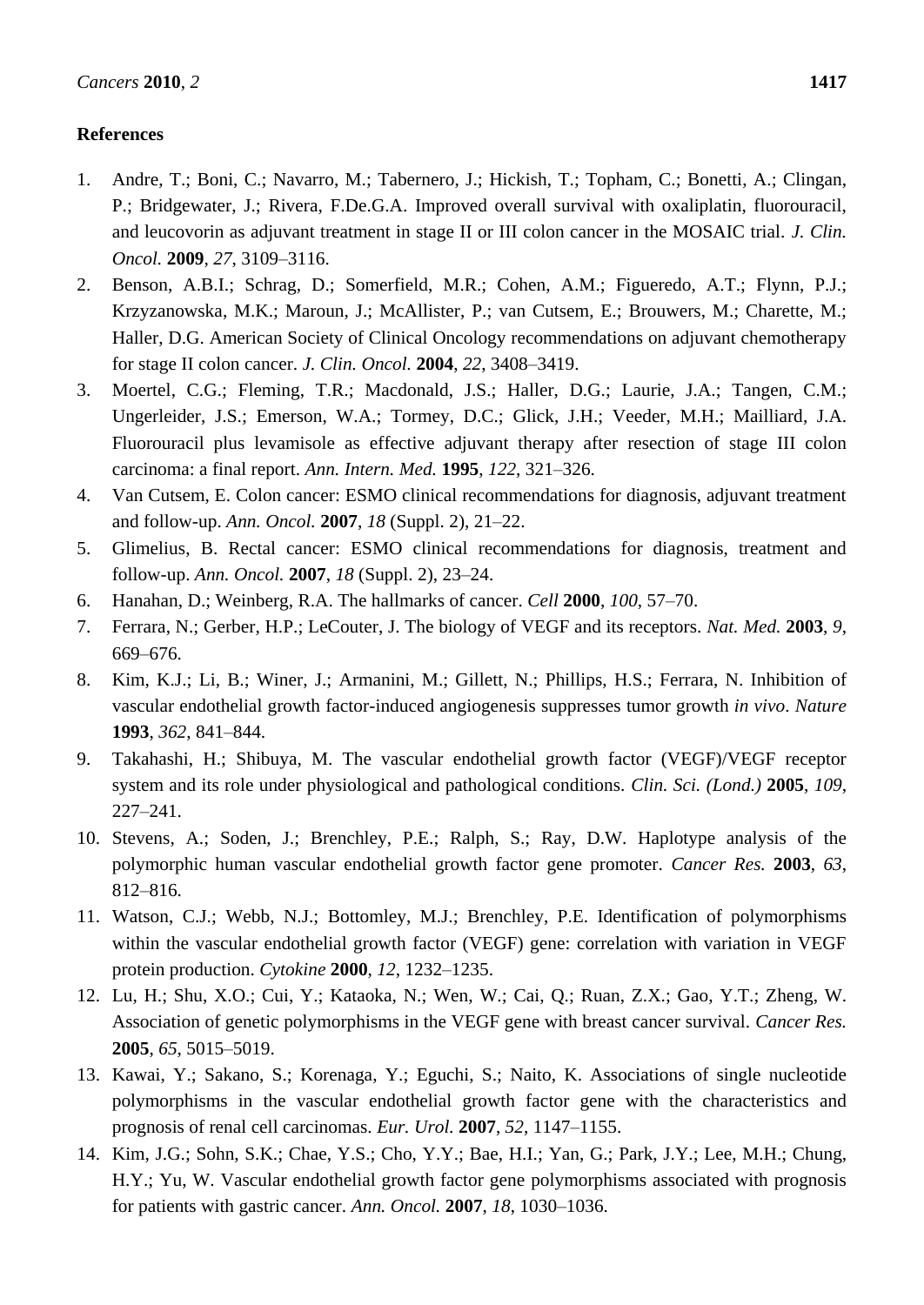## References

1. Andre, T.; Boni, C.; Navarro, M.; Tabernero, J.; Hickish, T.; Topham, C.; Bonetti, A.; Clingan, P.; Bridgewater, J.; Rivera, F.De.G.A. Improved overall survival with oxaliplatin, fluorouracil, and leucovorin as adjuvant treatment in stage II or III colon cancer in the MOSAIC trial. *J. Clin. Oncol.* **2009**, *27*, 3109–3116.
2. Benson, A.B.I.; Schrag, D.; Somerfield, M.R.; Cohen, A.M.; Figueredo, A.T.; Flynn, P.J.; Krzyzanowska, M.K.; Maroun, J.; McAllister, P.; van Cutsem, E.; Brouwers, M.; Charette, M.; Haller, D.G. American Society of Clinical Oncology recommendations on adjuvant chemotherapy for stage II colon cancer. *J. Clin. Oncol.* **2004**, *22*, 3408–3419.
3. Moertel, C.G.; Fleming, T.R.; Macdonald, J.S.; Haller, D.G.; Laurie, J.A.; Tangen, C.M.; Ungerleider, J.S.; Emerson, W.A.; Tormey, D.C.; Glick, J.H.; Veeder, M.H.; Mailliard, J.A. Fluorouracil plus levamisole as effective adjuvant therapy after resection of stage III colon carcinoma: a final report. *Ann. Intern. Med.* **1995**, *122*, 321–326.
4. Van Cutsem, E. Colon cancer: ESMO clinical recommendations for diagnosis, adjuvant treatment and follow-up. *Ann. Oncol.* **2007**, *18* (Suppl. 2), 21–22.
5. Glimelius, B. Rectal cancer: ESMO clinical recommendations for diagnosis, treatment and follow-up. *Ann. Oncol.* **2007**, *18* (Suppl. 2), 23–24.
6. Hanahan, D.; Weinberg, R.A. The hallmarks of cancer. *Cell* **2000**, *100*, 57–70.
7. Ferrara, N.; Gerber, H.P.; LeCouter, J. The biology of VEGF and its receptors. *Nat. Med.* **2003**, *9*, 669–676.
8. Kim, K.J.; Li, B.; Winer, J.; Armanini, M.; Gillett, N.; Phillips, H.S.; Ferrara, N. Inhibition of vascular endothelial growth factor-induced angiogenesis suppresses tumor growth *in vivo*. *Nature* **1993**, *362*, 841–844.
9. Takahashi, H.; Shibuya, M. The vascular endothelial growth factor (VEGF)/VEGF receptor system and its role under physiological and pathological conditions. *Clin. Sci. (Lond.)* **2005**, *109*, 227–241.
10. Stevens, A.; Soden, J.; Brenchley, P.E.; Ralph, S.; Ray, D.W. Haplotype analysis of the polymorphic human vascular endothelial growth factor gene promoter. *Cancer Res.* **2003**, *63*, 812–816.
11. Watson, C.J.; Webb, N.J.; Bottomley, M.J.; Brenchley, P.E. Identification of polymorphisms within the vascular endothelial growth factor (VEGF) gene: correlation with variation in VEGF protein production. *Cytokine* **2000**, *12*, 1232–1235.
12. Lu, H.; Shu, X.O.; Cui, Y.; Kataoka, N.; Wen, W.; Cai, Q.; Ruan, Z.X.; Gao, Y.T.; Zheng, W. Association of genetic polymorphisms in the VEGF gene with breast cancer survival. *Cancer Res.* **2005**, *65*, 5015–5019.
13. Kawai, Y.; Sakano, S.; Korenaga, Y.; Eguchi, S.; Naito, K. Associations of single nucleotide polymorphisms in the vascular endothelial growth factor gene with the characteristics and prognosis of renal cell carcinomas. *Eur. Urol.* **2007**, *52*, 1147–1155.
14. Kim, J.G.; Sohn, S.K.; Chae, Y.S.; Cho, Y.Y.; Bae, H.I.; Yan, G.; Park, J.Y.; Lee, M.H.; Chung, H.Y.; Yu, W. Vascular endothelial growth factor gene polymorphisms associated with prognosis for patients with gastric cancer. *Ann. Oncol.* **2007**, *18*, 1030–1036.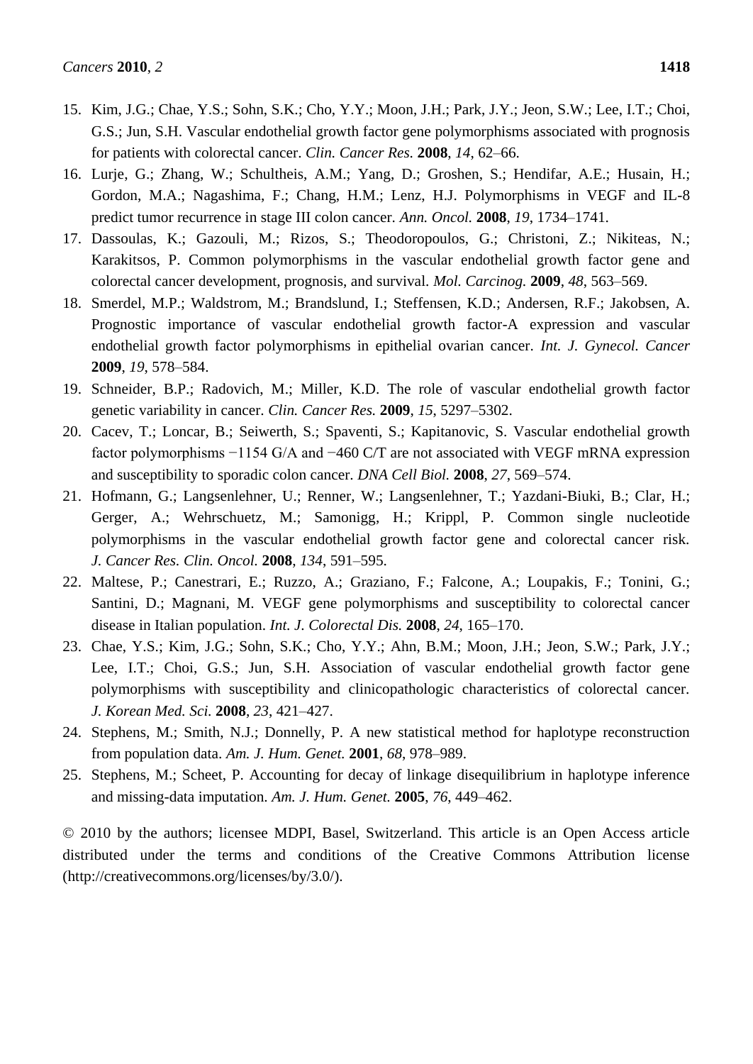15. Kim, J.G.; Chae, Y.S.; Sohn, S.K.; Cho, Y.Y.; Moon, J.H.; Park, J.Y.; Jeon, S.W.; Lee, I.T.; Choi, G.S.; Jun, S.H. Vascular endothelial growth factor gene polymorphisms associated with prognosis for patients with colorectal cancer. *Clin. Cancer Res.* **2008**, *14*, 62–66.
16. Lurje, G.; Zhang, W.; Schultheis, A.M.; Yang, D.; Groshen, S.; Hendifar, A.E.; Husain, H.; Gordon, M.A.; Nagashima, F.; Chang, H.M.; Lenz, H.J. Polymorphisms in VEGF and IL-8 predict tumor recurrence in stage III colon cancer. *Ann. Oncol.* **2008**, *19*, 1734–1741.
17. Dassoulas, K.; Gazouli, M.; Rizos, S.; Theodoropoulos, G.; Christoni, Z.; Nikiteas, N.; Karakitsos, P. Common polymorphisms in the vascular endothelial growth factor gene and colorectal cancer development, prognosis, and survival. *Mol. Carcinog.* **2009**, *48*, 563–569.
18. Smerdel, M.P.; Waldstrom, M.; Brandslund, I.; Steffensen, K.D.; Andersen, R.F.; Jakobsen, A. Prognostic importance of vascular endothelial growth factor-A expression and vascular endothelial growth factor polymorphisms in epithelial ovarian cancer. *Int. J. Gynecol. Cancer* **2009**, *19*, 578–584.
19. Schneider, B.P.; Radovich, M.; Miller, K.D. The role of vascular endothelial growth factor genetic variability in cancer. *Clin. Cancer Res.* **2009**, *15*, 5297–5302.
20. Cacev, T.; Loncar, B.; Seiwerth, S.; Spaventi, S.; Kapitanovic, S. Vascular endothelial growth factor polymorphisms −1154 G/A and −460 C/T are not associated with VEGF mRNA expression and susceptibility to sporadic colon cancer. *DNA Cell Biol.* **2008**, *27*, 569–574.
21. Hofmann, G.; Langsenlehner, U.; Renner, W.; Langsenlehner, T.; Yazdani-Biuki, B.; Clar, H.; Gerger, A.; Wehrschuetz, M.; Samonigg, H.; Krippl, P. Common single nucleotide polymorphisms in the vascular endothelial growth factor gene and colorectal cancer risk. *J. Cancer Res. Clin. Oncol.* **2008**, *134*, 591–595.
22. Maltese, P.; Canestrari, E.; Ruzzo, A.; Graziano, F.; Falcone, A.; Loupakis, F.; Tonini, G.; Santini, D.; Magnani, M. VEGF gene polymorphisms and susceptibility to colorectal cancer disease in Italian population. *Int. J. Colorectal Dis.* **2008**, *24*, 165–170.
23. Chae, Y.S.; Kim, J.G.; Sohn, S.K.; Cho, Y.Y.; Ahn, B.M.; Moon, J.H.; Jeon, S.W.; Park, J.Y.; Lee, I.T.; Choi, G.S.; Jun, S.H. Association of vascular endothelial growth factor gene polymorphisms with susceptibility and clinicopathologic characteristics of colorectal cancer. *J. Korean Med. Sci.* **2008**, *23*, 421–427.
24. Stephens, M.; Smith, N.J.; Donnelly, P. A new statistical method for haplotype reconstruction from population data. *Am. J. Hum. Genet.* **2001**, *68*, 978–989.
25. Stephens, M.; Scheet, P. Accounting for decay of linkage disequilibrium in haplotype inference and missing-data imputation. *Am. J. Hum. Genet.* **2005**, *76*, 449–462.

© 2010 by the authors; licensee MDPI, Basel, Switzerland. This article is an Open Access article distributed under the terms and conditions of the Creative Commons Attribution license (http://creativecommons.org/licenses/by/3.0/).